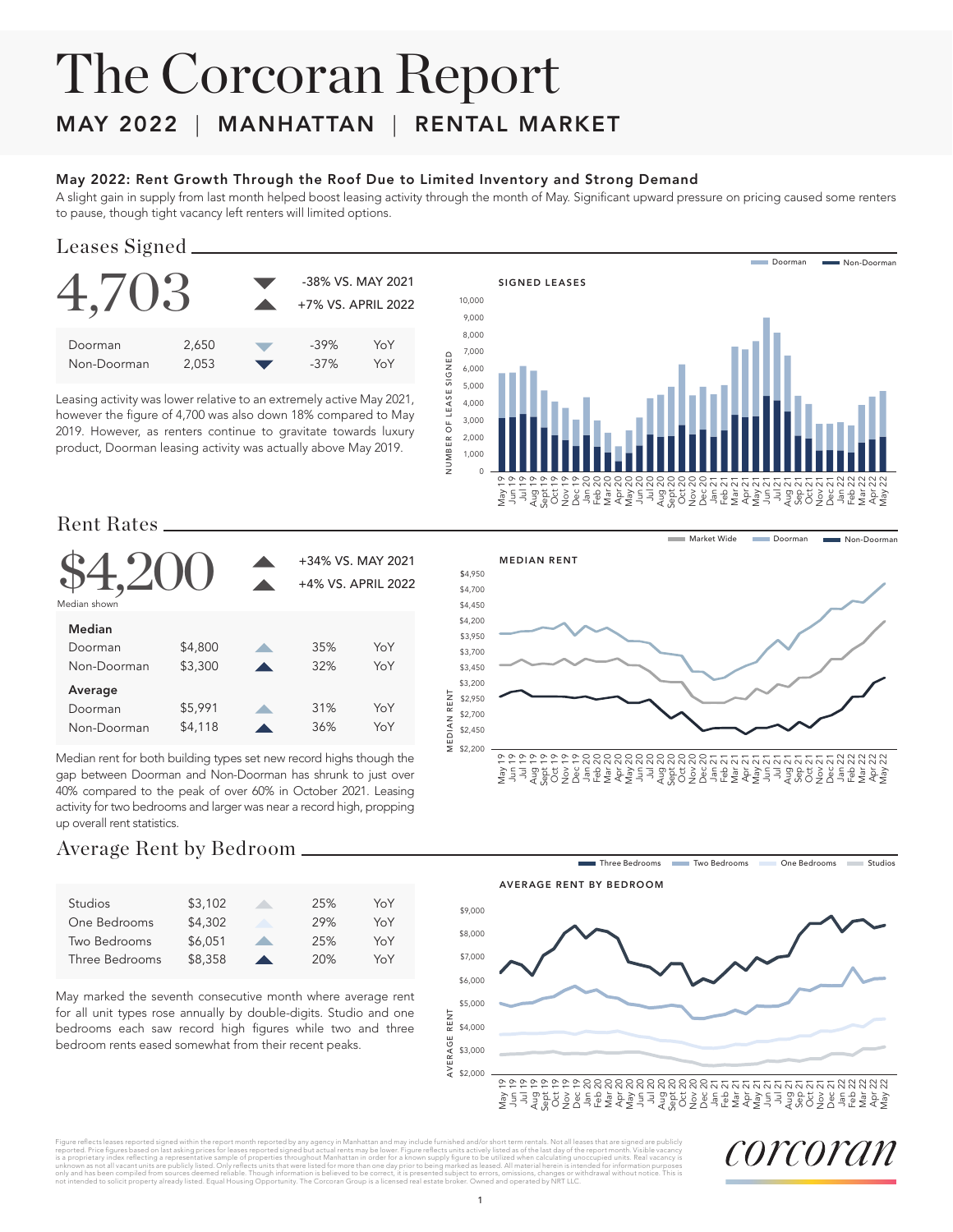# The Corcoran Report

## MAY 2022 | MANHATTAN | RENTAL MARKET

### May 2022: Rent Growth Through the Roof Due to Limited Inventory and Strong Demand

A slight gain in supply from last month helped boost leasing activity through the month of May. Significant upward pressure on pricing caused some renters to pause, though tight vacancy left renters will limited options.

## Leases Signed

**4,703**

- ▼ -38% VS. MAY 2021
- ▲ +7% VS. APRIL 2022

| | | | |
|---|---|---|---|
| Doorman | 2,650 | -39% | YoY |
| Non-Doorman | 2,053 | -37% | YoY |

Leasing activity was lower relative to an extremely active May 2021, however the figure of 4,700 was also down 18% compared to May 2019. However, as renters continue to gravitate towards luxury product, Doorman leasing activity was actually above May 2019.

## Rent Rates

**$4,200**

Median shown

- ▲ +34% VS. MAY 2021
- ▲ +4% VS. APRIL 2022

| | | | |
|---|---|---|---|
| **Median** | | | |
| Doorman | $4,800 | 35% | YoY |
| Non-Doorman | $3,300 | 32% | YoY |
| **Average** | | | |
| Doorman | $5,991 | 31% | YoY |
| Non-Doorman | $4,118 | 36% | YoY |

Median rent for both building types set new record highs though the gap between Doorman and Non-Doorman has shrunk to just over 40% compared to the peak of over 60% in October 2021. Leasing activity for two bedrooms and larger was near a record high, propping up overall rent statistics.

## Average Rent by Bedroom

| | | | |
|---|---|---|---|
| Studios | $3,102 | 25% | YoY |
| One Bedrooms | $4,302 | 29% | YoY |
| Two Bedrooms | $6,051 | 25% | YoY |
| Three Bedrooms | $8,358 | 20% | YoY |

May marked the seventh consecutive month where average rent for all unit types rose annually by double-digits. Studio and one bedrooms each saw record high figures while two and three bedroom rents eased somewhat from their recent peaks.

Figure reflects leases reported signed within the report month reported by any agency in Manhattan and may include furnished and/or short term rentals. Not all leases that are signed are publicly reported. Price figures based on last asking prices for leases reported signed but actual rents may be lower. Figure reflects units actively listed as of the last day of the report month. Visible vacancy is a proprietary index reflecting a representative sample of properties throughout Manhattan in order for a known supply figure to be utilized when calculating unoccupied units. Real vacancy is unknown as not all vacant units are publicly listed. Only reflects units that were listed for more than one day prior to being marked as leased. All material herein is intended for information purposes only and has been compiled from sources deemed reliable. Though information is believed to be correct, it is presented subject to errors, omissions, changes or withdrawal without notice. This is not intended to solicit property already listed. Equal Housing Opportunity. The Corcoran Group is a licensed real estate broker. Owned and operated by NRT LLC.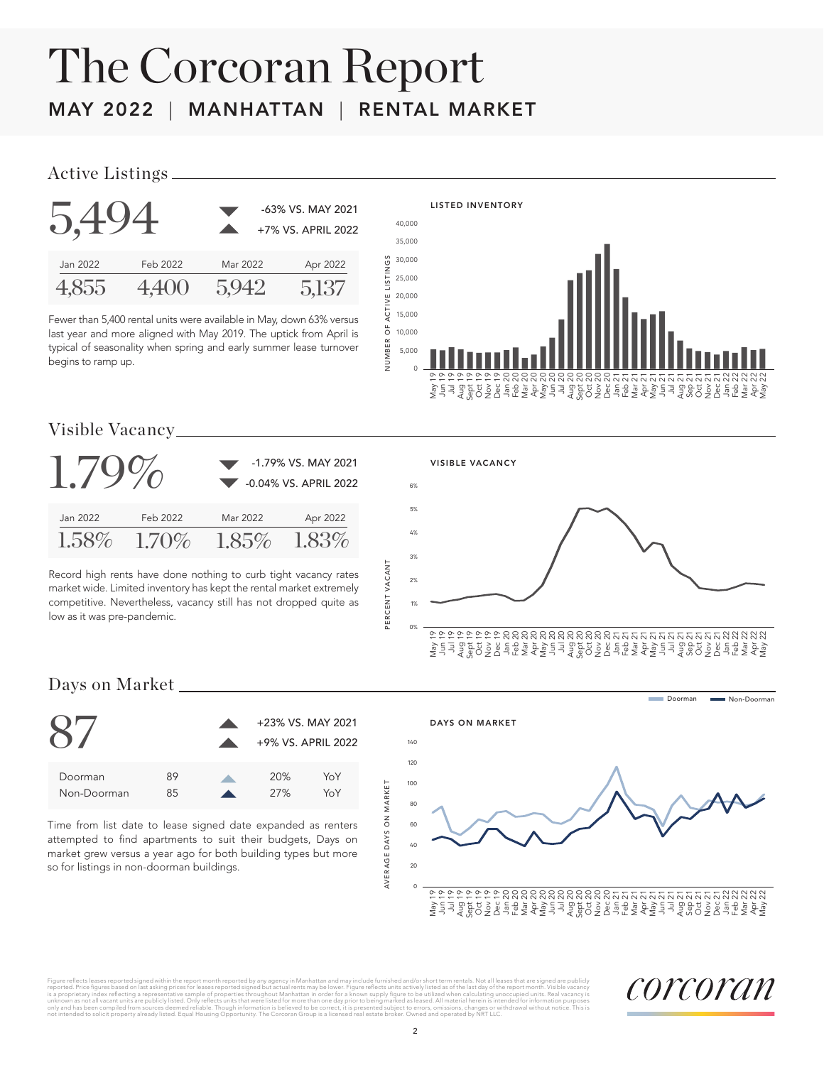# The Corcoran Report

## MAY 2022 | MANHATTAN | RENTAL MARKET

### Active Listings

**5,494**

-63% VS. MAY 2021

+7% VS. APRIL 2022

| Jan 2022 | Feb 2022 | Mar 2022 | Apr 2022 |
|---|---|---|---|
| 4,855 | 4,400 | 5,942 | 5,137 |

Fewer than 5,400 rental units were available in May, down 63% versus last year and more aligned with May 2019. The uptick from April is typical of seasonality when spring and early summer lease turnover begins to ramp up.

### Visible Vacancy

**1.79%**

-1.79% VS. MAY 2021

-0.04% VS. APRIL 2022

| Jan 2022 | Feb 2022 | Mar 2022 | Apr 2022 |
|---|---|---|---|
| 1.58% | 1.70% | 1.85% | 1.83% |

Record high rents have done nothing to curb tight vacancy rates market wide. Limited inventory has kept the rental market extremely competitive. Nevertheless, vacancy still has not dropped quite as low as it was pre-pandemic.

### Days on Market

**87**

+23% VS. MAY 2021

+9% VS. APRIL 2022

| | | | |
|---|---|---|---|
| Doorman | 89 | 20% | YoY |
| Non-Doorman | 85 | 27% | YoY |

Time from list date to lease signed date expanded as renters attempted to find apartments to suit their budgets. Days on market grew versus a year ago for both building types but more so for listings in non-doorman buildings.

Figure reflects leases reported signed within the report month reported by any agency in Manhattan and may include furnished and/or short term rentals. Not all leases that are signed are publicly reported. Price figures based on last asking prices for leases reported signed but actual rents may be lower. Figure reflects units actively listed as of the last day of the report month. Visible vacancy is a proprietary index reflecting a representative sample of properties throughout Manhattan in order for a known supply figure to be utilized when calculating unoccupied units. Real vacancy is unknown as not all vacant units are publicly listed. Only reflects units that were listed for more than one day prior to being marked as leased. All material herein is intended for information purposes only and has been compiled from sources deemed reliable. Though information is believed to be correct, it is presented subject to errors, omissions, changes or withdrawal without notice. This is not intended to solicit property already listed. Equal Housing Opportunity. The Corcoran Group is a licensed real estate broker. Owned and operated by NRT LLC.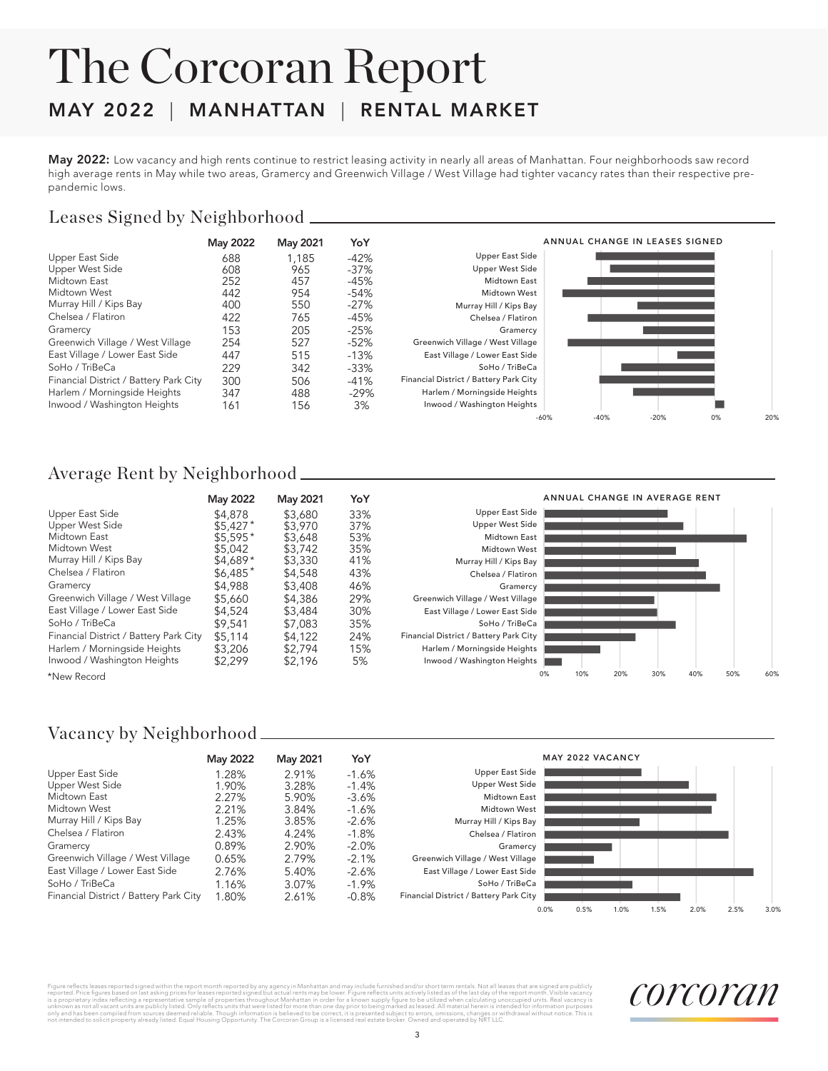# The Corcoran Report

## MAY 2022 | MANHATTAN | RENTAL MARKET

**May 2022:** Low vacancy and high rents continue to restrict leasing activity in nearly all areas of Manhattan. Four neighborhoods saw record high average rents in May while two areas, Gramercy and Greenwich Village / West Village had tighter vacancy rates than their respective pre-pandemic lows.

## Leases Signed by Neighborhood

| | May 2022 | May 2021 | YoY |
|---|---|---|---|
| Upper East Side | 688 | 1,185 | -42% |
| Upper West Side | 608 | 965 | -37% |
| Midtown East | 252 | 457 | -45% |
| Midtown West | 442 | 954 | -54% |
| Murray Hill / Kips Bay | 400 | 550 | -27% |
| Chelsea / Flatiron | 422 | 765 | -45% |
| Gramercy | 153 | 205 | -25% |
| Greenwich Village / West Village | 254 | 527 | -52% |
| East Village / Lower East Side | 447 | 515 | -13% |
| SoHo / TriBeCa | 229 | 342 | -33% |
| Financial District / Battery Park City | 300 | 506 | -41% |
| Harlem / Morningside Heights | 347 | 488 | -29% |
| Inwood / Washington Heights | 161 | 156 | 3% |

ANNUAL CHANGE IN LEASES SIGNED

Upper East Side
Upper West Side
Midtown East
Midtown West
Murray Hill / Kips Bay
Chelsea / Flatiron
Gramercy
Greenwich Village / West Village
East Village / Lower East Side
SoHo / TriBeCa
Financial District / Battery Park City
Harlem / Morningside Heights
Inwood / Washington Heights

-60% -40% -20% 0% 20%

## Average Rent by Neighborhood

| | May 2022 | May 2021 | YoY |
|---|---|---|---|
| Upper East Side | $4,878 | $3,680 | 33% |
| Upper West Side | $5,427* | $3,970 | 37% |
| Midtown East | $5,595* | $3,648 | 53% |
| Midtown West | $5,042 | $3,742 | 35% |
| Murray Hill / Kips Bay | $4,689* | $3,330 | 41% |
| Chelsea / Flatiron | $6,485* | $4,548 | 43% |
| Gramercy | $4,988 | $3,408 | 46% |
| Greenwich Village / West Village | $5,660 | $4,386 | 29% |
| East Village / Lower East Side | $4,524 | $3,484 | 30% |
| SoHo / TriBeCa | $9,541 | $7,083 | 35% |
| Financial District / Battery Park City | $5,114 | $4,122 | 24% |
| Harlem / Morningside Heights | $3,206 | $2,794 | 15% |
| Inwood / Washington Heights | $2,299 | $2,196 | 5% |

*New Record

ANNUAL CHANGE IN AVERAGE RENT

Upper East Side
Upper West Side
Midtown East
Midtown West
Murray Hill / Kips Bay
Chelsea / Flatiron
Gramercy
Greenwich Village / West Village
East Village / Lower East Side
SoHo / TriBeCa
Financial District / Battery Park City
Harlem / Morningside Heights
Inwood / Washington Heights

0% 10% 20% 30% 40% 50% 60%

## Vacancy by Neighborhood

| | May 2022 | May 2021 | YoY |
|---|---|---|---|
| Upper East Side | 1.28% | 2.91% | -1.6% |
| Upper West Side | 1.90% | 3.28% | -1.4% |
| Midtown East | 2.27% | 5.90% | -3.6% |
| Midtown West | 2.21% | 3.84% | -1.6% |
| Murray Hill / Kips Bay | 1.25% | 3.85% | -2.6% |
| Chelsea / Flatiron | 2.43% | 4.24% | -1.8% |
| Gramercy | 0.89% | 2.90% | -2.0% |
| Greenwich Village / West Village | 0.65% | 2.79% | -2.1% |
| East Village / Lower East Side | 2.76% | 5.40% | -2.6% |
| SoHo / TriBeCa | 1.16% | 3.07% | -1.9% |
| Financial District / Battery Park City | 1.80% | 2.61% | -0.8% |

MAY 2022 VACANCY

Upper East Side
Upper West Side
Midtown East
Midtown West
Murray Hill / Kips Bay
Chelsea / Flatiron
Gramercy
Greenwich Village / West Village
East Village / Lower East Side
SoHo / TriBeCa
Financial District / Battery Park City

0.0% 0.5% 1.0% 1.5% 2.0% 2.5% 3.0%

Figure reflects leases reported signed within the report month reported by any agency in Manhattan and may include furnished and/or short term rentals. Not all leases that are signed are publicly reported. Price figures based on last asking prices for leases reported signed but actual rents may be lower. Figure reflects units actively listed as of the last day of the report month. Visible vacancy is a proprietary index reflecting a representative sample of properties throughout Manhattan in order for a known supply figure to be utilized when calculating unoccupied units. Real vacancy is unknown as not all vacant units are publicly listed. Only reflects units that were listed for more than one day prior to being marked as leased. All material herein is intended for information purposes only and has been compiled from sources deemed reliable. Though information is believed to be correct, it is presented subject to errors, omissions, changes or withdrawal without notice. This is not intended to solicit property already listed. Equal Housing Opportunity. The Corcoran Group is a licensed real estate broker. Owned and operated by NRT LLC.

corcoran